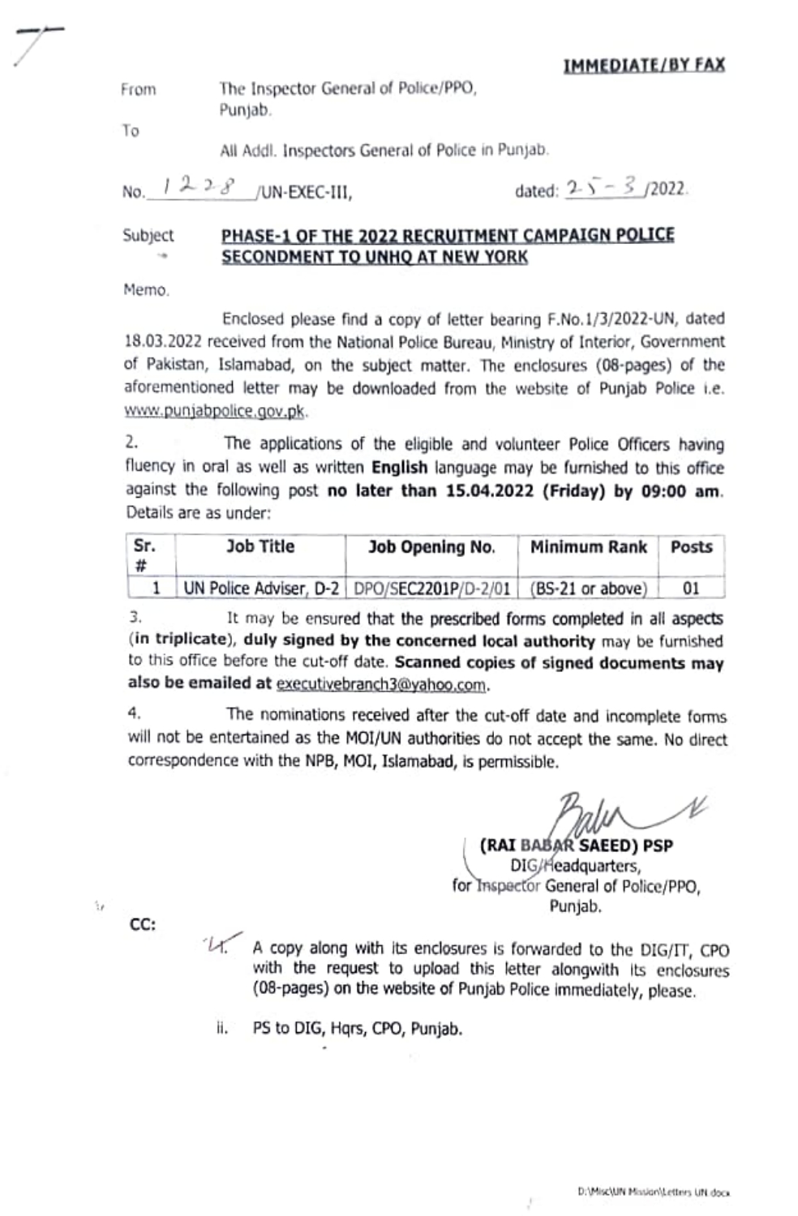**IMMEDIATE/BY FAX**

From The Inspector General of Police/PPO,
Punjab.

To

All Addl. Inspectors General of Police in Punjab.

No. 1228 /UN-EXEC-III, dated: 25-3/2022.

Subject **PHASE-1 OF THE 2022 RECRUITMENT CAMPAIGN POLICE SECONDMENT TO UNHQ AT NEW YORK**

Memo.

Enclosed please find a copy of letter bearing F.No.1/3/2022-UN, dated 18.03.2022 received from the National Police Bureau, Ministry of Interior, Government of Pakistan, Islamabad, on the subject matter. The enclosures (08-pages) of the aforementioned letter may be downloaded from the website of Punjab Police i.e. www.punjabpolice.gov.pk.

2. The applications of the eligible and volunteer Police Officers having fluency in oral as well as written **English** language may be furnished to this office against the following post **no later than 15.04.2022 (Friday) by 09:00 am**. Details are as under:

| Sr. # | Job Title | Job Opening No. | Minimum Rank | Posts |
|---|---|---|---|---|
| 1 | UN Police Adviser, D-2 | DPO/SEC2201P/D-2/01 | (BS-21 or above) | 01 |

3. It may be ensured that the prescribed forms completed in all aspects (**in triplicate**), **duly signed by the concerned local authority** may be furnished to this office before the cut-off date. **Scanned copies of signed documents may also be emailed at** executivebranch3@yahoo.com.

4. The nominations received after the cut-off date and incomplete forms will not be entertained as the MOI/UN authorities do not accept the same. No direct correspondence with the NPB, MOI, Islamabad, is permissible.

**(RAI BABAR SAEED) PSP**
DIG/Headquarters,
for Inspector General of Police/PPO,
Punjab.

CC:

i. A copy along with its enclosures is forwarded to the DIG/IT, CPO with the request to upload this letter alongwith its enclosures (08-pages) on the website of Punjab Police immediately, please.

ii. PS to DIG, Hqrs, CPO, Punjab.

D:\Misc\UN Mission\Letters UN.docx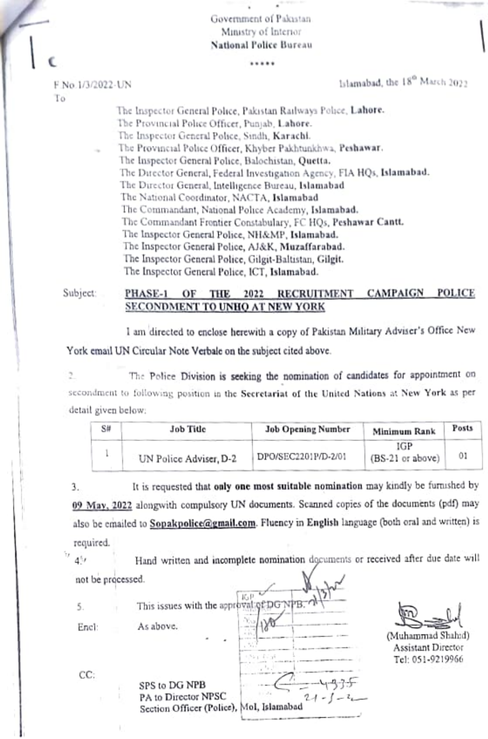Government of Pakistan
Ministry of Interior
**National Police Bureau**

\*\*\*\*\*

F No 1/3/2022-UN

Islamabad, the 18th March 2022

To

The Inspector General Police, Pakistan Railways Police, **Lahore.**
The Provincial Police Officer, Punjab, **Lahore.**
The Inspector General Police, Sindh, **Karachi.**
The Provincial Police Officer, Khyber Pakhtunkhwa, **Peshawar.**
The Inspector General Police, Balochistan, **Quetta.**
The Director General, Federal Investigation Agency, FIA HQs, **Islamabad.**
The Director General, Intelligence Bureau, **Islamabad**
The National Coordinator, NACTA, **Islamabad**
The Commandant, National Police Academy, **Islamabad.**
The Commandant Frontier Constabulary, FC HQs, **Peshawar Cantt.**
The Inspector General Police, NH&MP, **Islamabad.**
The Inspector General Police, AJ&K, **Muzaffarabad.**
The Inspector General Police, Gilgit-Baltistan, **Gilgit.**
The Inspector General Police, ICT, **Islamabad.**

Subject: **PHASE-1 OF THE 2022 RECRUITMENT CAMPAIGN POLICE SECONDMENT TO UNHQ AT NEW YORK**

I am directed to enclose herewith a copy of Pakistan Military Adviser's Office New York email UN Circular Note Verbale on the subject cited above.

2. The Police Division is seeking the nomination of candidates for appointment on secondment to following position in the **Secretariat of the United Nations at New York** as per detail given below:

| S# | Job Title | Job Opening Number | Minimum Rank | Posts |
|---|---|---|---|---|
| 1 | UN Police Adviser, D-2 | DPO/SEC2201P/D-2/01 | IGP (BS-21 or above) | 01 |

3. It is requested that **only one most suitable nomination** may kindly be furnished by **09 May, 2022** alongwith compulsory UN documents. Scanned copies of the documents (pdf) may also be emailed to **Sopakpolice@gmail.com**. Fluency in **English** language (both oral and written) is required.

4. Hand written and incomplete nomination documents or received after due date will not be processed.

5. This issues with the approval of DG NPB.

Encl: As above.

(Muhammad Shahid)
Assistant Director
Tel: 051-9219966

CC:

SPS to DG NPB
PA to Director NPSC
Section Officer (Police), MoI, Islamabad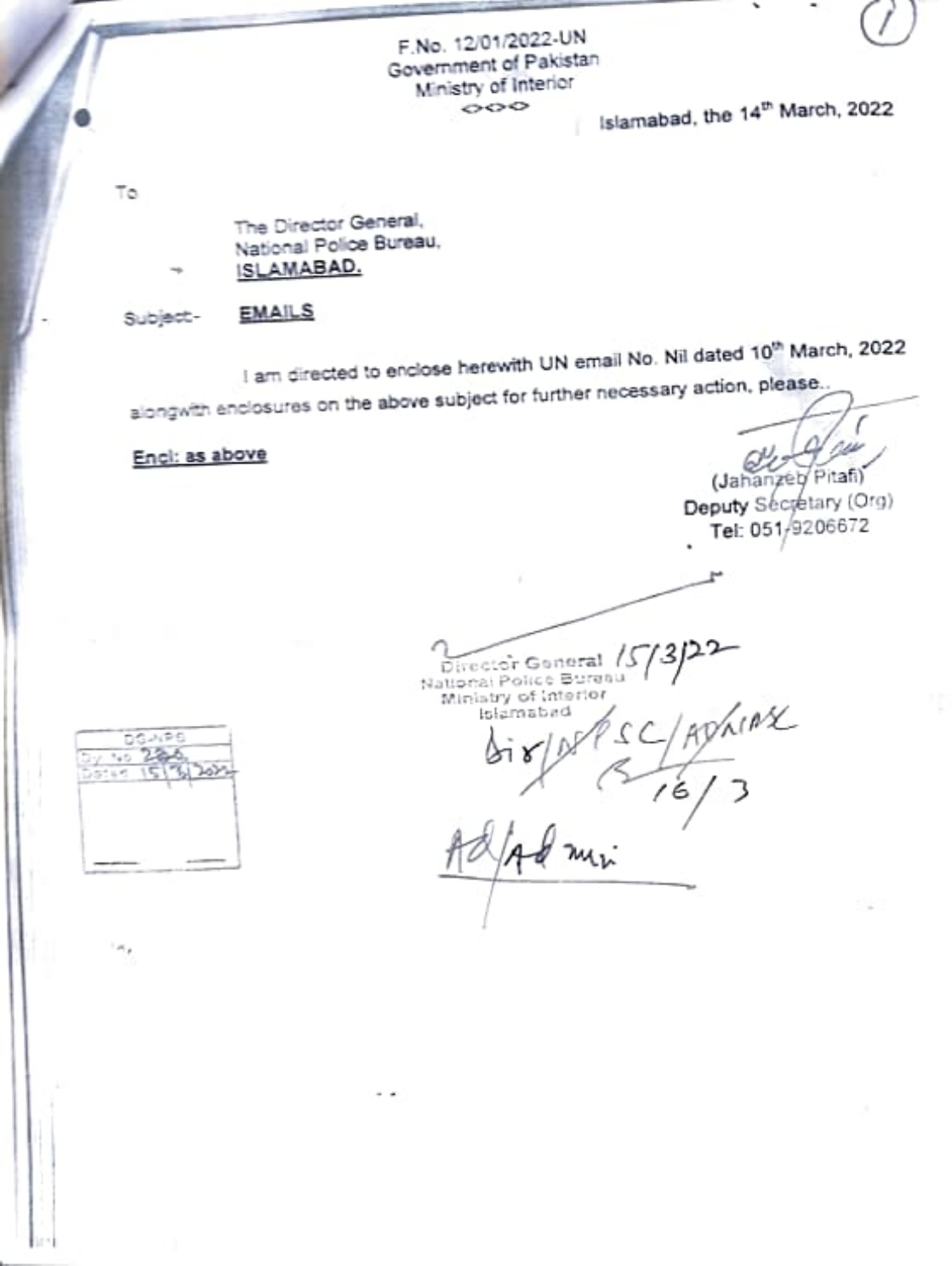F.No. 12/01/2022-UN
Government of Pakistan
Ministry of Interior
◇◇◇

Islamabad, the 14th March, 2022

To

The Director General,
National Police Bureau,
**ISLAMABAD.**

Subject:- **EMAILS**

I am directed to enclose herewith UN email No. Nil dated 10th March, 2022 alongwith enclosures on the above subject for further necessary action, please..

**Encl: as above**

(Jahanzeb Pitafi)
Deputy Secretary (Org)
Tel: 051-9206672

Director General 15/3/22
National Police Bureau
Ministry of Interior
Islamabad

Dir/DS/PSC/ADMIN
16/3

AD/Admin

DG-NPB
Dy. No 286
Dated 15/3/2022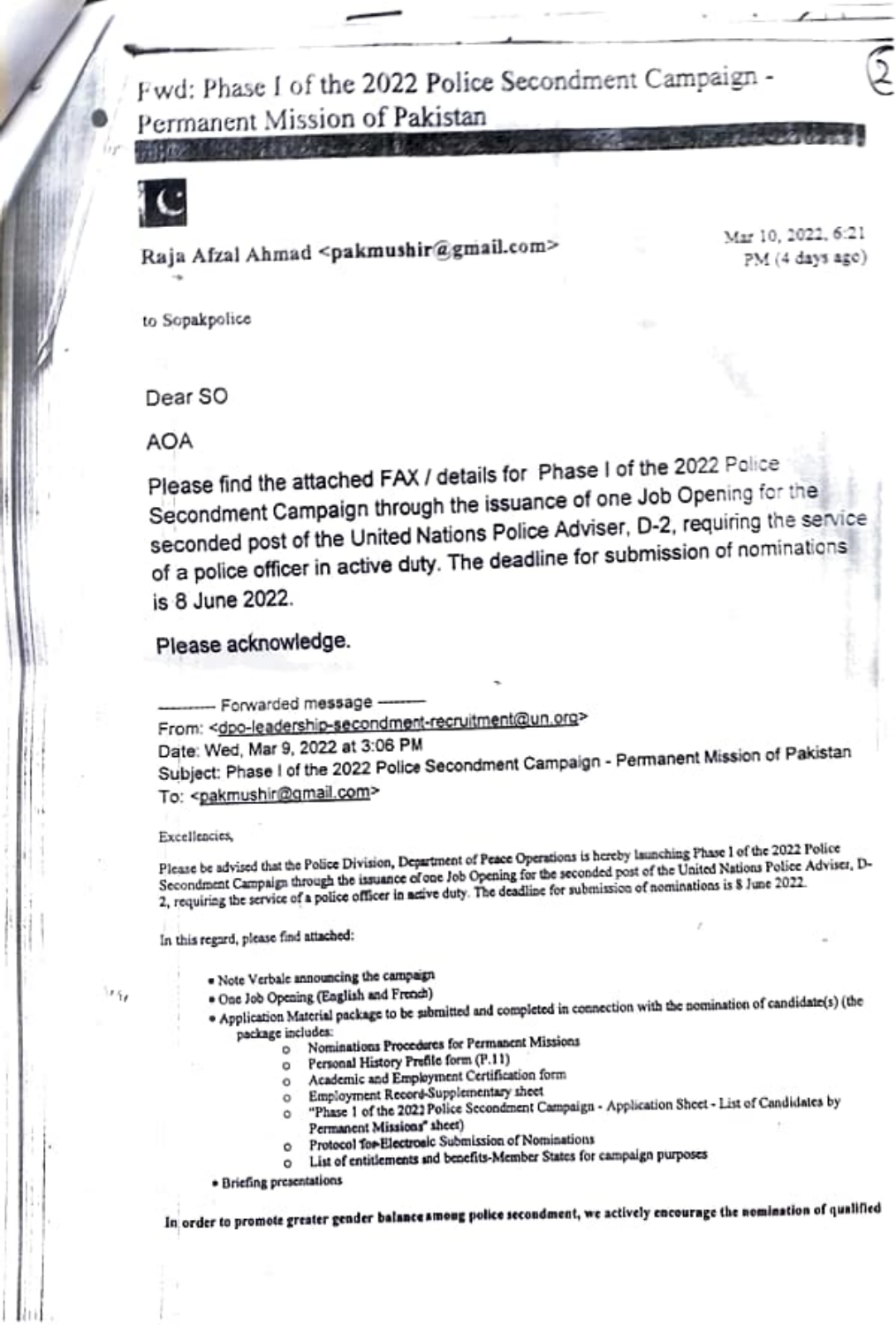# Fwd: Phase I of the 2022 Police Secondment Campaign - Permanent Mission of Pakistan

**Raja Afzal Ahmad <pakmushir@gmail.com>**

Mar 10, 2022, 6:21 PM (4 days ago)

to Sopakpolice

Dear SO

AOA

Please find the attached FAX / details for Phase I of the 2022 Police Secondment Campaign through the issuance of one Job Opening for the seconded post of the United Nations Police Adviser, D-2, requiring the service of a police officer in active duty. The deadline for submission of nominations is 8 June 2022.

Please acknowledge.

---------- Forwarded message ---------
From: <dpo-leadership-secondment-recruitment@un.org>
Date: Wed, Mar 9, 2022 at 3:06 PM
Subject: Phase I of the 2022 Police Secondment Campaign - Permanent Mission of Pakistan
To: <pakmushir@gmail.com>

Excellencies,

Please be advised that the Police Division, Department of Peace Operations is hereby launching Phase 1 of the 2022 Police Secondment Campaign through the issuance of one Job Opening for the seconded post of the United Nations Police Adviser, D-2, requiring the service of a police officer in active duty. The deadline for submission of nominations is 8 June 2022.

In this regard, please find attached:

- Note Verbale announcing the campaign
- One Job Opening (English and French)
- Application Material package to be submitted and completed in connection with the nomination of candidate(s) (the package includes:
  - Nominations Procedures for Permanent Missions
  - Personal History Profile form (P.11)
  - Academic and Employment Certification form
  - Employment Record-Supplementary sheet
  - "Phase 1 of the 2022 Police Secondment Campaign - Application Sheet - List of Candidates by Permanent Missions" sheet)
  - Protocol for Electronic Submission of Nominations
  - List of entitlements and benefits-Member States for campaign purposes
- Briefing presentations

**In order to promote greater gender balance among police secondment, we actively encourage the nomination of qualified**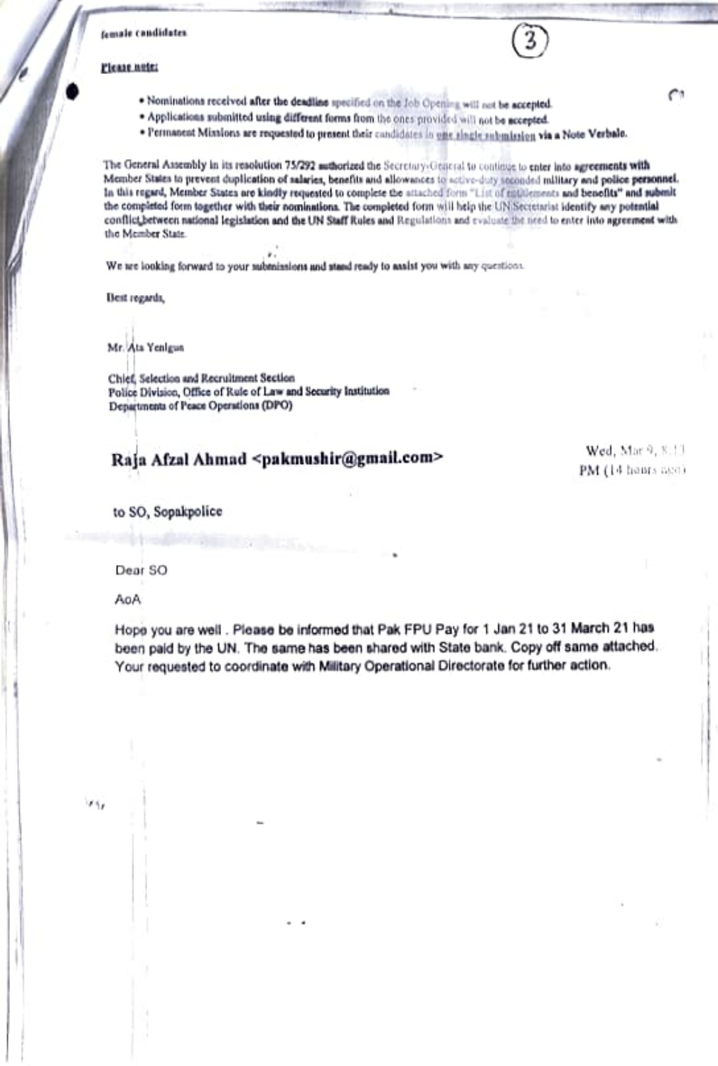female candidates

**Please note:**

- Nominations received **after the deadline** specified on the Job Opening will not be accepted.
- Applications **submitted using different forms** from the ones provided will not be accepted.
- Permanent Missions are requested to present their candidates in one single submission **via a Note Verbale.**

The General Assembly in its resolution 75/292 authorized the Secretary-General to continue to **enter into agreements with** Member States to prevent duplication of salaries, benefits and allowances to active-duty seconded military and police personnel. In this regard, Member States are kindly requested to complete the attached form "List of entitlements **and benefits" and submit** the completed form together with their nominations. The completed form will help the UN Secretariat identify any potential conflict between national legislation and the UN Staff Rules and Regulations and evaluate the need to enter into agreement with the Member State.

We are looking forward to your submissions and stand ready to assist you with any questions.

Best regards,

Mr. Ata Yenigun

Chief, Selection and Recruitment Section
Police Division, Office of Rule of Law and Security Institution
Departments of Peace Operations (DPO)

**Raja Afzal Ahmad <pakmushir@gmail.com>**

Wed, Mar 9, 8:13 PM (14 hours ago)

to SO, Sopakpolice

Dear SO

AoA

Hope you are well . Please be informed that Pak FPU Pay for 1 Jan 21 to 31 March 21 has been paid by the UN. The same has been shared with State bank. Copy off same attached. Your requested to coordinate with Military Operational Directorate for further action.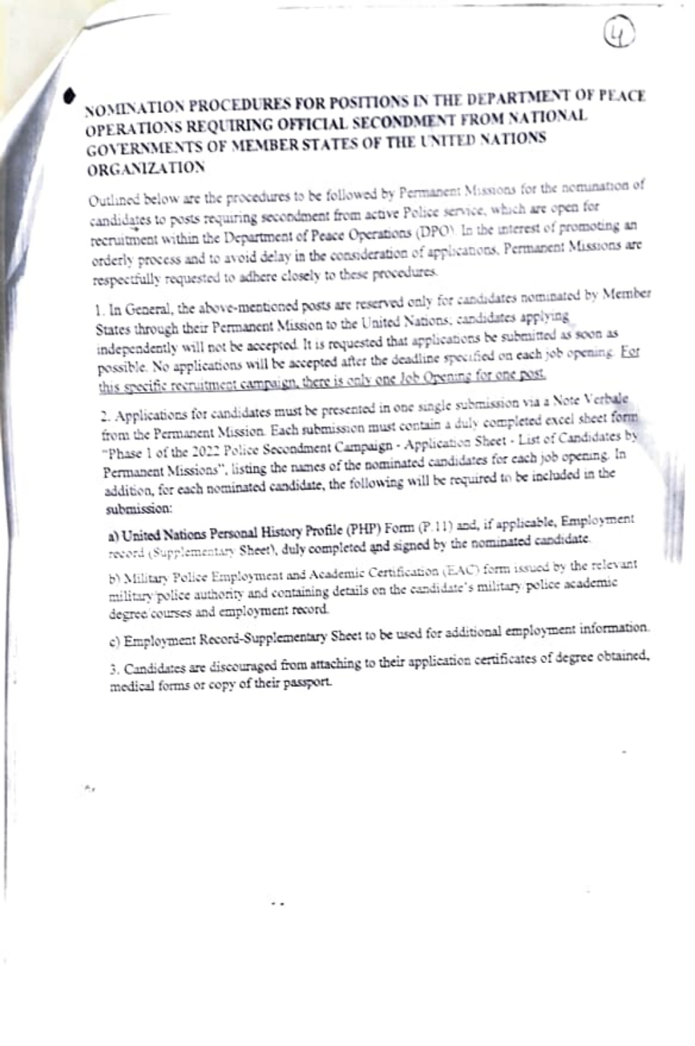# NOMINATION PROCEDURES FOR POSITIONS IN THE DEPARTMENT OF PEACE OPERATIONS REQUIRING OFFICIAL SECONDMENT FROM NATIONAL GOVERNMENTS OF MEMBER STATES OF THE UNITED NATIONS ORGANIZATION

Outlined below are the procedures to be followed by Permanent Missions for the nomination of candidates to posts requiring secondment from active Police service, which are open for recruitment within the Department of Peace Operations (DPO). In the interest of promoting an orderly process and to avoid delay in the consideration of applications, Permanent Missions are respectfully requested to adhere closely to these procedures.

1. In General, the above-mentioned posts are reserved only for candidates nominated by Member States through their Permanent Mission to the United Nations; candidates applying independently will not be accepted. It is requested that applications be submitted as soon as possible. No applications will be accepted after the deadline specified on each job opening. <u>For this specific recruitment campaign, there is only one Job Opening for one post.</u>

2. Applications for candidates must be presented in one single submission via a Note Verbale from the Permanent Mission. Each submission must contain a duly completed excel sheet form "Phase 1 of the 2022 Police Secondment Campaign - Application Sheet - List of Candidates by Permanent Missions", listing the names of the nominated candidates for each job opening. In addition, for each nominated candidate, the following will be required to be included in the submission:

   **a) United Nations Personal History Profile (PHP) Form (P.11)** and, if applicable, Employment record (Supplementary Sheet), **duly completed and signed by the nominated candidate.**

   b) Military Police Employment and Academic Certification (EAC) form issued by the relevant military/police authority and containing details on the candidate's military/police academic degree/courses and employment record.

   c) Employment Record-Supplementary Sheet to be used for additional employment information.

3. Candidates are discouraged from attaching to their application certificates of degree obtained, medical forms or copy of their passport.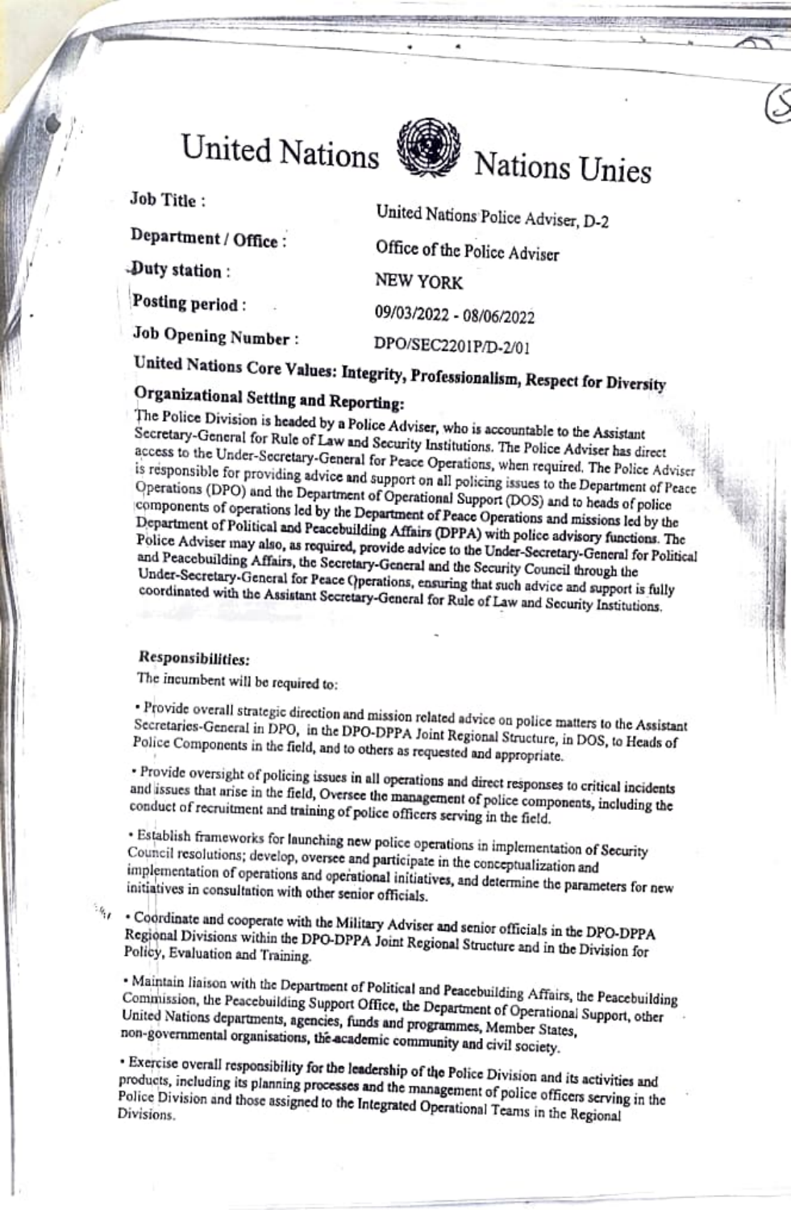# United Nations Nations Unies

**Job Title :** United Nations Police Adviser, D-2

**Department / Office :** Office of the Police Adviser

**Duty station :** NEW YORK

**Posting period :** 09/03/2022 - 08/06/2022

**Job Opening Number :** DPO/SEC2201P/D-2/01

**United Nations Core Values: Integrity, Professionalism, Respect for Diversity**

**Organizational Setting and Reporting:**

The Police Division is headed by a Police Adviser, who is accountable to the Assistant Secretary-General for Rule of Law and Security Institutions. The Police Adviser has direct access to the Under-Secretary-General for Peace Operations, when required. The Police Adviser is responsible for providing advice and support on all policing issues to the Department of Peace Operations (DPO) and the Department of Operational Support (DOS) and to heads of police components of operations led by the Department of Peace Operations and missions led by the Department of Political and Peacebuilding Affairs (DPPA) with police advisory functions. The Police Adviser may also, as required, provide advice to the Under-Secretary-General for Political and Peacebuilding Affairs, the Secretary-General and the Security Council through the Under-Secretary-General for Peace Operations, ensuring that such advice and support is fully coordinated with the Assistant Secretary-General for Rule of Law and Security Institutions.

**Responsibilities:**

The incumbent will be required to:

- Provide overall strategic direction and mission related advice on police matters to the Assistant Secretaries-General in DPO, in the DPO-DPPA Joint Regional Structure, in DOS, to Heads of Police Components in the field, and to others as requested and appropriate.
- Provide oversight of policing issues in all operations and direct responses to critical incidents and issues that arise in the field, Oversee the management of police components, including the conduct of recruitment and training of police officers serving in the field.
- Establish frameworks for launching new police operations in implementation of Security Council resolutions; develop, oversee and participate in the conceptualization and implementation of operations and operational initiatives, and determine the parameters for new initiatives in consultation with other senior officials.
- Coordinate and cooperate with the Military Adviser and senior officials in the DPO-DPPA Regional Divisions within the DPO-DPPA Joint Regional Structure and in the Division for Policy, Evaluation and Training.
- Maintain liaison with the Department of Political and Peacebuilding Affairs, the Peacebuilding Commission, the Peacebuilding Support Office, the Department of Operational Support, other United Nations departments, agencies, funds and programmes, Member States, non-governmental organisations, the academic community and civil society.
- Exercise overall responsibility for the leadership of the Police Division and its activities and products, including its planning processes and the management of police officers serving in the Police Division and those assigned to the Integrated Operational Teams in the Regional Divisions.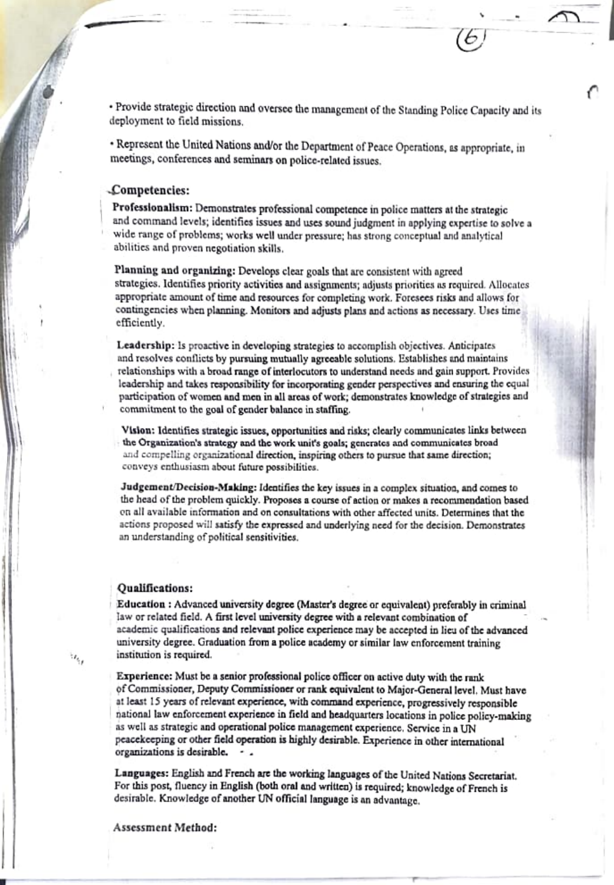• Provide strategic direction and oversee the management of the Standing Police Capacity and its deployment to field missions.

• Represent the United Nations and/or the Department of Peace Operations, as appropriate, in meetings, conferences and seminars on police-related issues.

### Competencies:

**Professionalism:** Demonstrates professional competence in police matters at the strategic and command levels; identifies issues and uses sound judgment in applying expertise to solve a wide range of problems; works well under pressure; has strong conceptual and analytical abilities and proven negotiation skills.

**Planning and organizing:** Develops clear goals that are consistent with agreed strategies. Identifies priority activities and assignments; adjusts priorities as required. Allocates appropriate amount of time and resources for completing work. Foresees risks and allows for contingencies when planning. Monitors and adjusts plans and actions as necessary. Uses time efficiently.

**Leadership:** Is proactive in developing strategies to accomplish objectives. Anticipates and resolves conflicts by pursuing mutually agreeable solutions. Establishes and maintains relationships with a broad range of interlocutors to understand needs and gain support. Provides leadership and takes responsibility for incorporating gender perspectives and ensuring the equal participation of women and men in all areas of work; demonstrates knowledge of strategies and commitment to the goal of gender balance in staffing.

**Vision:** Identifies strategic issues, opportunities and risks; clearly communicates links between the Organization's strategy and the work unit's goals; generates and communicates broad and compelling organizational direction, inspiring others to pursue that same direction; conveys enthusiasm about future possibilities.

**Judgement/Decision-Making:** Identifies the key issues in a complex situation, and comes to the head of the problem quickly. Proposes a course of action or makes a recommendation based on all available information and on consultations with other affected units. Determines that the actions proposed will satisfy the expressed and underlying need for the decision. Demonstrates an understanding of political sensitivities.

### Qualifications:

**Education :** Advanced university degree (Master's degree or equivalent) preferably in criminal law or related field. A first level university degree with a relevant combination of academic qualifications and relevant police experience may be accepted in lieu of the advanced university degree. Graduation from a police academy or similar law enforcement training institution is required.

**Experience:** Must be a senior professional police officer on active duty with the rank of Commissioner, Deputy Commissioner or rank equivalent to Major-General level. Must have at least 15 years of relevant experience, with command experience, progressively responsible national law enforcement experience in field and headquarters locations in police policy-making as well as strategic and operational police management experience. Service in a UN peacekeeping or other field operation is highly desirable. Experience in other international organizations is desirable.

**Languages:** English and French are the working languages of the United Nations Secretariat. For this post, fluency in English (both oral and written) is required; knowledge of French is desirable. Knowledge of another UN official language is an advantage.

Assessment Method: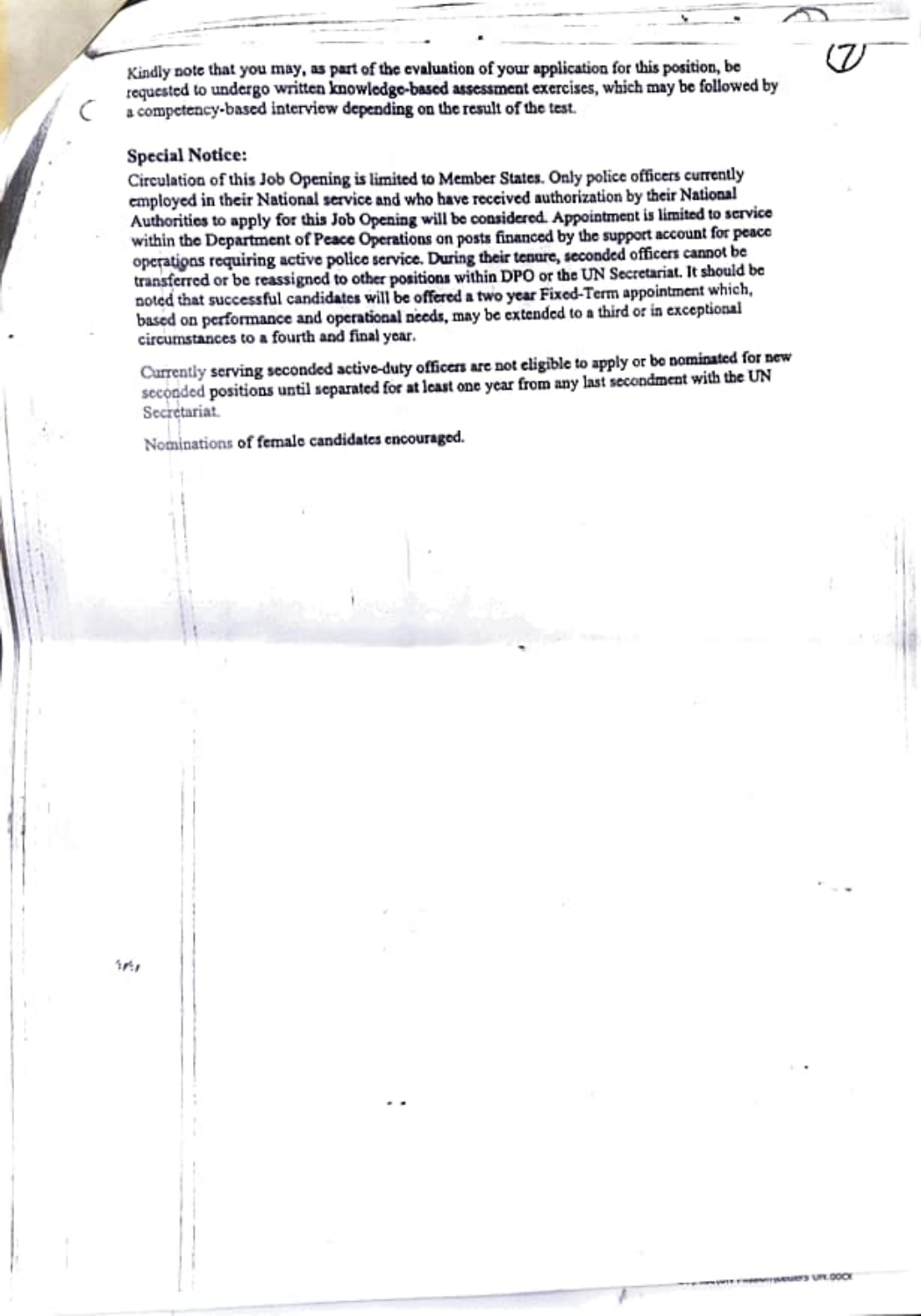Kindly note that you may, as part of the evaluation of your application for this position, be requested to undergo written knowledge-based assessment exercises, which may be followed by a competency-based interview depending on the result of the test.

**Special Notice:**

Circulation of this Job Opening is limited to Member States. Only police officers currently employed in their National service and who have received authorization by their National Authorities to apply for this Job Opening will be considered. Appointment is limited to service within the Department of Peace Operations on posts financed by the support account for peace operations requiring active police service. During their tenure, seconded officers cannot be transferred or be reassigned to other positions within DPO or the UN Secretariat. It should be noted that successful candidates will be offered a two year Fixed-Term appointment which, based on performance and operational needs, may be extended to a third or in exceptional circumstances to a fourth and final year.

Currently serving seconded active-duty officers are not eligible to apply or be nominated for new seconded positions until separated for at least one year from any last secondment with the UN Secretariat.

Nominations of female candidates encouraged.